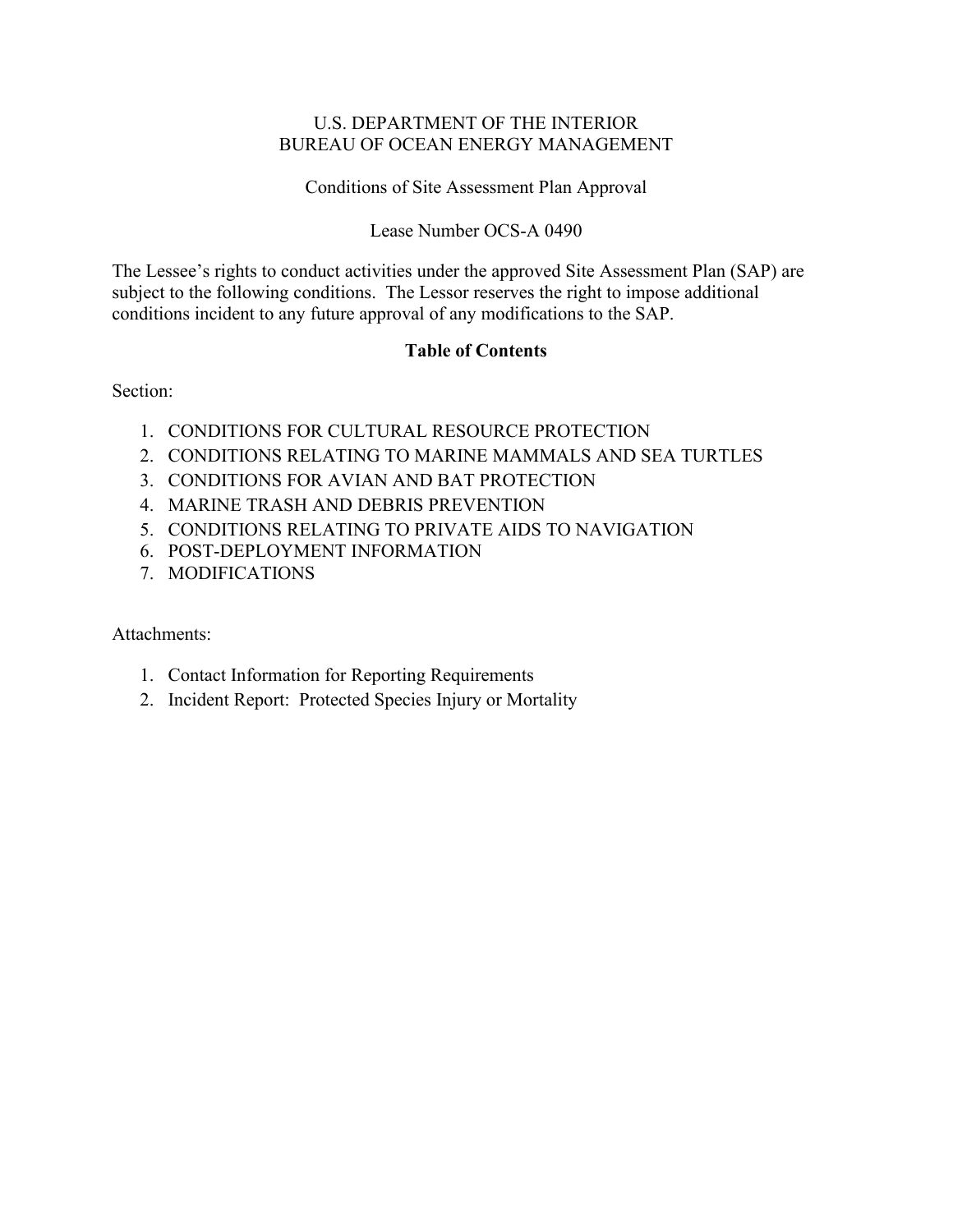U.S. DEPARTMENT OF THE INTERIOR
BUREAU OF OCEAN ENERGY MANAGEMENT

Conditions of Site Assessment Plan Approval

Lease Number OCS-A 0490

The Lessee's rights to conduct activities under the approved Site Assessment Plan (SAP) are subject to the following conditions. The Lessor reserves the right to impose additional conditions incident to any future approval of any modifications to the SAP.

**Table of Contents**

Section:

1. CONDITIONS FOR CULTURAL RESOURCE PROTECTION
2. CONDITIONS RELATING TO MARINE MAMMALS AND SEA TURTLES
3. CONDITIONS FOR AVIAN AND BAT PROTECTION
4. MARINE TRASH AND DEBRIS PREVENTION
5. CONDITIONS RELATING TO PRIVATE AIDS TO NAVIGATION
6. POST-DEPLOYMENT INFORMATION
7. MODIFICATIONS

Attachments:

1. Contact Information for Reporting Requirements
2. Incident Report: Protected Species Injury or Mortality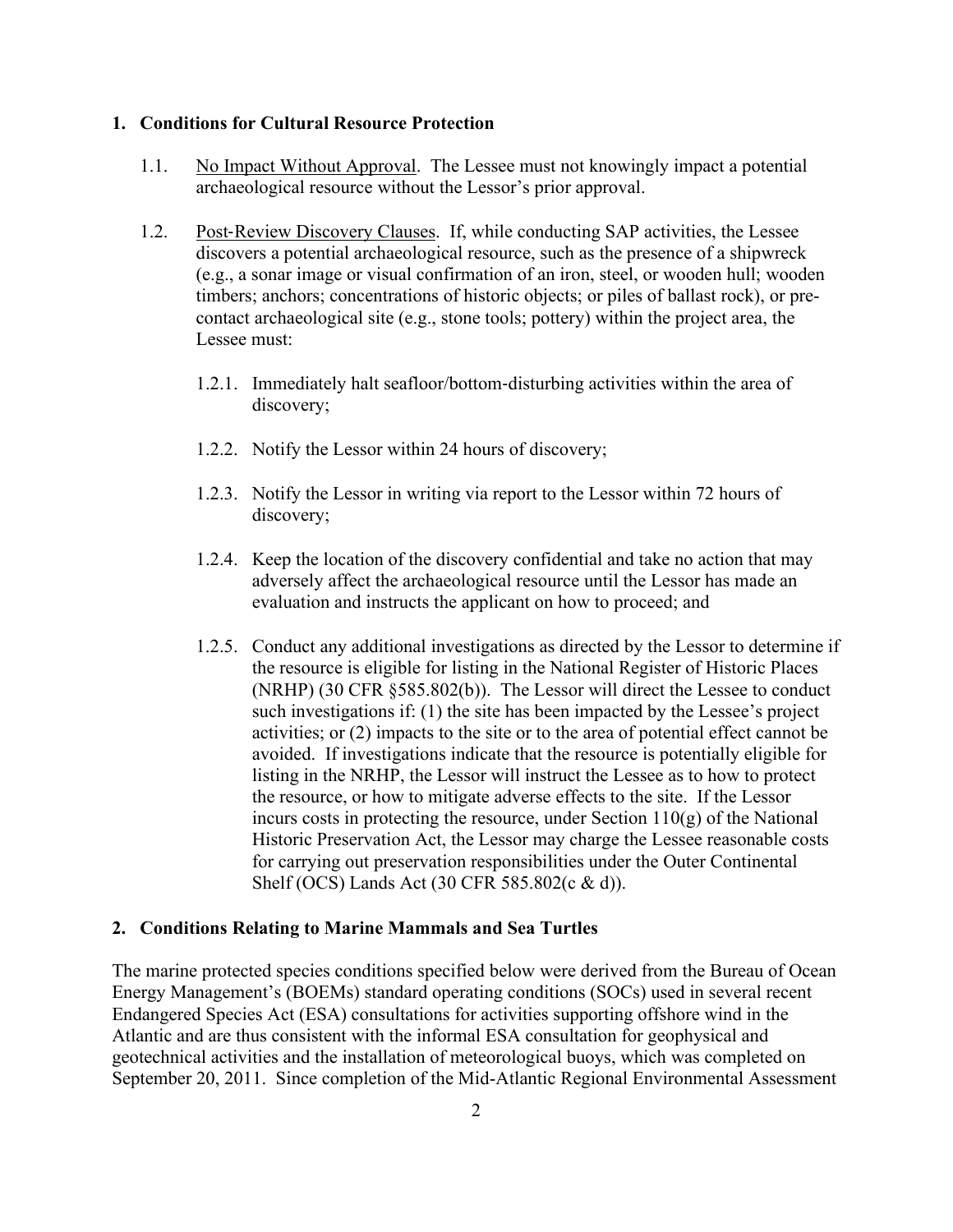## 1. Conditions for Cultural Resource Protection

1.1. No Impact Without Approval. The Lessee must not knowingly impact a potential archaeological resource without the Lessor's prior approval.

1.2. Post-Review Discovery Clauses. If, while conducting SAP activities, the Lessee discovers a potential archaeological resource, such as the presence of a shipwreck (e.g., a sonar image or visual confirmation of an iron, steel, or wooden hull; wooden timbers; anchors; concentrations of historic objects; or piles of ballast rock), or pre-contact archaeological site (e.g., stone tools; pottery) within the project area, the Lessee must:

1.2.1. Immediately halt seafloor/bottom-disturbing activities within the area of discovery;

1.2.2. Notify the Lessor within 24 hours of discovery;

1.2.3. Notify the Lessor in writing via report to the Lessor within 72 hours of discovery;

1.2.4. Keep the location of the discovery confidential and take no action that may adversely affect the archaeological resource until the Lessor has made an evaluation and instructs the applicant on how to proceed; and

1.2.5. Conduct any additional investigations as directed by the Lessor to determine if the resource is eligible for listing in the National Register of Historic Places (NRHP) (30 CFR §585.802(b)). The Lessor will direct the Lessee to conduct such investigations if: (1) the site has been impacted by the Lessee's project activities; or (2) impacts to the site or to the area of potential effect cannot be avoided. If investigations indicate that the resource is potentially eligible for listing in the NRHP, the Lessor will instruct the Lessee as to how to protect the resource, or how to mitigate adverse effects to the site. If the Lessor incurs costs in protecting the resource, under Section 110(g) of the National Historic Preservation Act, the Lessor may charge the Lessee reasonable costs for carrying out preservation responsibilities under the Outer Continental Shelf (OCS) Lands Act (30 CFR 585.802(c & d)).

## 2. Conditions Relating to Marine Mammals and Sea Turtles

The marine protected species conditions specified below were derived from the Bureau of Ocean Energy Management's (BOEMs) standard operating conditions (SOCs) used in several recent Endangered Species Act (ESA) consultations for activities supporting offshore wind in the Atlantic and are thus consistent with the informal ESA consultation for geophysical and geotechnical activities and the installation of meteorological buoys, which was completed on September 20, 2011. Since completion of the Mid-Atlantic Regional Environmental Assessment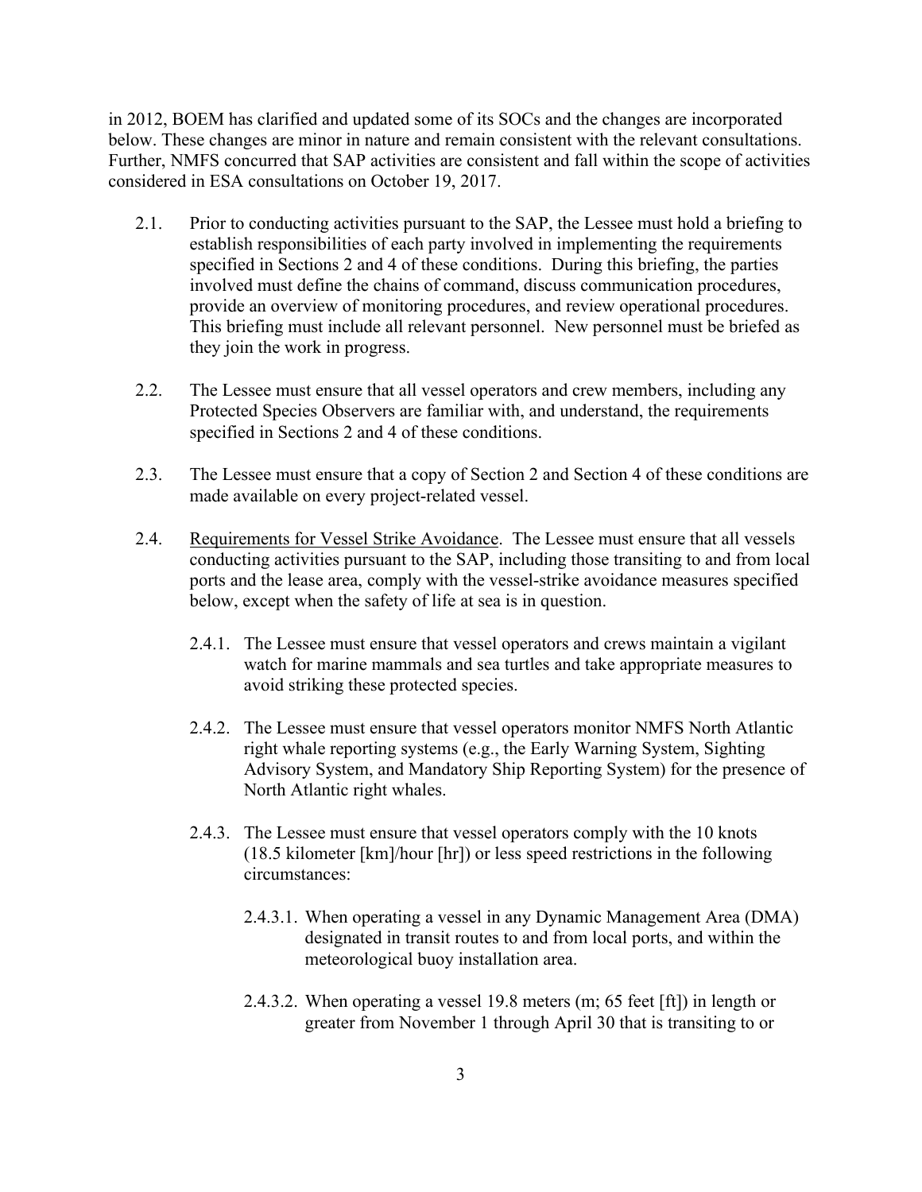in 2012, BOEM has clarified and updated some of its SOCs and the changes are incorporated below. These changes are minor in nature and remain consistent with the relevant consultations. Further, NMFS concurred that SAP activities are consistent and fall within the scope of activities considered in ESA consultations on October 19, 2017.

2.1. Prior to conducting activities pursuant to the SAP, the Lessee must hold a briefing to establish responsibilities of each party involved in implementing the requirements specified in Sections 2 and 4 of these conditions. During this briefing, the parties involved must define the chains of command, discuss communication procedures, provide an overview of monitoring procedures, and review operational procedures. This briefing must include all relevant personnel. New personnel must be briefed as they join the work in progress.

2.2. The Lessee must ensure that all vessel operators and crew members, including any Protected Species Observers are familiar with, and understand, the requirements specified in Sections 2 and 4 of these conditions.

2.3. The Lessee must ensure that a copy of Section 2 and Section 4 of these conditions are made available on every project-related vessel.

2.4. <u>Requirements for Vessel Strike Avoidance</u>. The Lessee must ensure that all vessels conducting activities pursuant to the SAP, including those transiting to and from local ports and the lease area, comply with the vessel-strike avoidance measures specified below, except when the safety of life at sea is in question.

   2.4.1. The Lessee must ensure that vessel operators and crews maintain a vigilant watch for marine mammals and sea turtles and take appropriate measures to avoid striking these protected species.

   2.4.2. The Lessee must ensure that vessel operators monitor NMFS North Atlantic right whale reporting systems (e.g., the Early Warning System, Sighting Advisory System, and Mandatory Ship Reporting System) for the presence of North Atlantic right whales.

   2.4.3. The Lessee must ensure that vessel operators comply with the 10 knots (18.5 kilometer [km]/hour [hr]) or less speed restrictions in the following circumstances:

      2.4.3.1. When operating a vessel in any Dynamic Management Area (DMA) designated in transit routes to and from local ports, and within the meteorological buoy installation area.

      2.4.3.2. When operating a vessel 19.8 meters (m; 65 feet [ft]) in length or greater from November 1 through April 30 that is transiting to or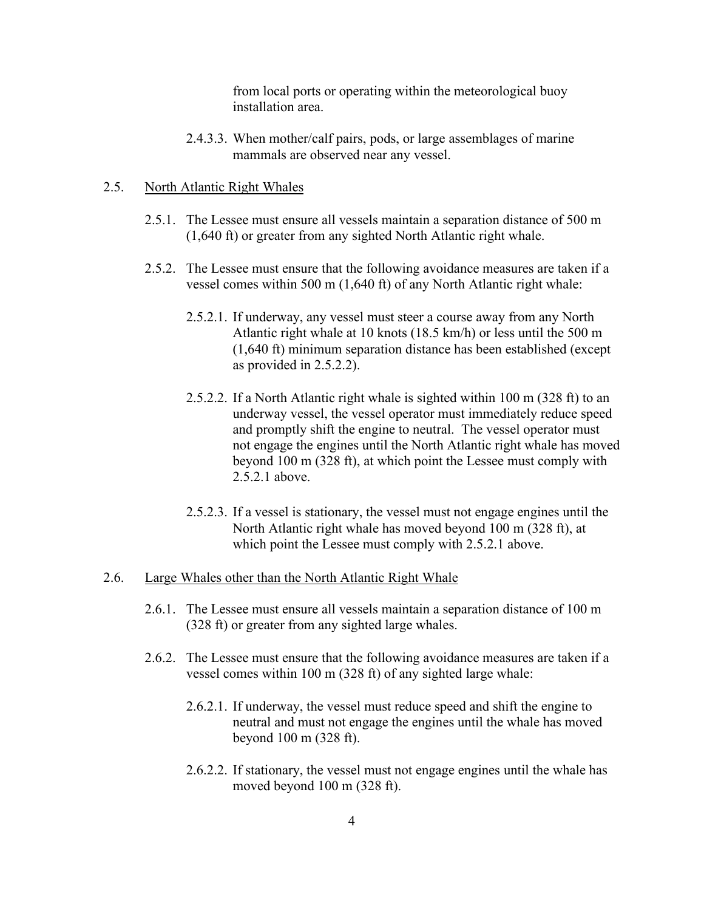from local ports or operating within the meteorological buoy installation area.

2.4.3.3. When mother/calf pairs, pods, or large assemblages of marine mammals are observed near any vessel.

2.5. North Atlantic Right Whales

2.5.1. The Lessee must ensure all vessels maintain a separation distance of 500 m (1,640 ft) or greater from any sighted North Atlantic right whale.

2.5.2. The Lessee must ensure that the following avoidance measures are taken if a vessel comes within 500 m (1,640 ft) of any North Atlantic right whale:

2.5.2.1. If underway, any vessel must steer a course away from any North Atlantic right whale at 10 knots (18.5 km/h) or less until the 500 m (1,640 ft) minimum separation distance has been established (except as provided in 2.5.2.2).

2.5.2.2. If a North Atlantic right whale is sighted within 100 m (328 ft) to an underway vessel, the vessel operator must immediately reduce speed and promptly shift the engine to neutral. The vessel operator must not engage the engines until the North Atlantic right whale has moved beyond 100 m (328 ft), at which point the Lessee must comply with 2.5.2.1 above.

2.5.2.3. If a vessel is stationary, the vessel must not engage engines until the North Atlantic right whale has moved beyond 100 m (328 ft), at which point the Lessee must comply with 2.5.2.1 above.

2.6. Large Whales other than the North Atlantic Right Whale

2.6.1. The Lessee must ensure all vessels maintain a separation distance of 100 m (328 ft) or greater from any sighted large whales.

2.6.2. The Lessee must ensure that the following avoidance measures are taken if a vessel comes within 100 m (328 ft) of any sighted large whale:

2.6.2.1. If underway, the vessel must reduce speed and shift the engine to neutral and must not engage the engines until the whale has moved beyond 100 m (328 ft).

2.6.2.2. If stationary, the vessel must not engage engines until the whale has moved beyond 100 m (328 ft).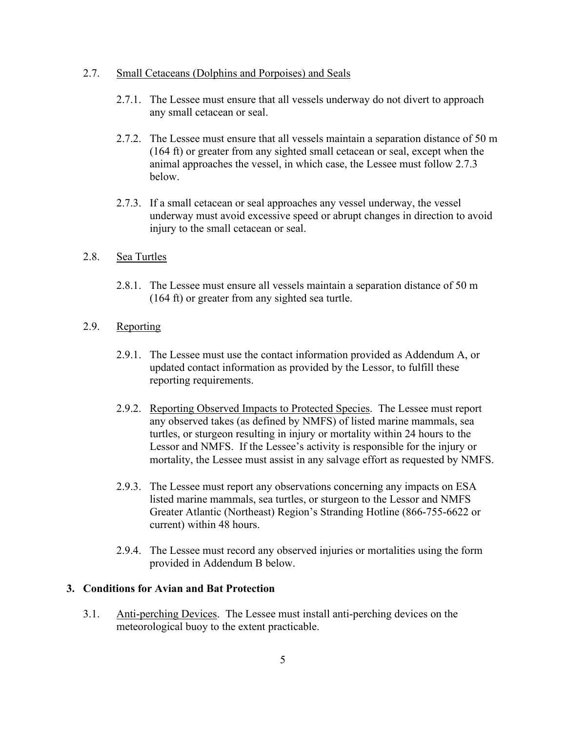2.7. Small Cetaceans (Dolphins and Porpoises) and Seals

2.7.1. The Lessee must ensure that all vessels underway do not divert to approach any small cetacean or seal.

2.7.2. The Lessee must ensure that all vessels maintain a separation distance of 50 m (164 ft) or greater from any sighted small cetacean or seal, except when the animal approaches the vessel, in which case, the Lessee must follow 2.7.3 below.

2.7.3. If a small cetacean or seal approaches any vessel underway, the vessel underway must avoid excessive speed or abrupt changes in direction to avoid injury to the small cetacean or seal.

2.8. Sea Turtles

2.8.1. The Lessee must ensure all vessels maintain a separation distance of 50 m (164 ft) or greater from any sighted sea turtle.

2.9. Reporting

2.9.1. The Lessee must use the contact information provided as Addendum A, or updated contact information as provided by the Lessor, to fulfill these reporting requirements.

2.9.2. Reporting Observed Impacts to Protected Species. The Lessee must report any observed takes (as defined by NMFS) of listed marine mammals, sea turtles, or sturgeon resulting in injury or mortality within 24 hours to the Lessor and NMFS. If the Lessee's activity is responsible for the injury or mortality, the Lessee must assist in any salvage effort as requested by NMFS.

2.9.3. The Lessee must report any observations concerning any impacts on ESA listed marine mammals, sea turtles, or sturgeon to the Lessor and NMFS Greater Atlantic (Northeast) Region's Stranding Hotline (866-755-6622 or current) within 48 hours.

2.9.4. The Lessee must record any observed injuries or mortalities using the form provided in Addendum B below.

## 3. Conditions for Avian and Bat Protection

3.1. Anti-perching Devices. The Lessee must install anti-perching devices on the meteorological buoy to the extent practicable.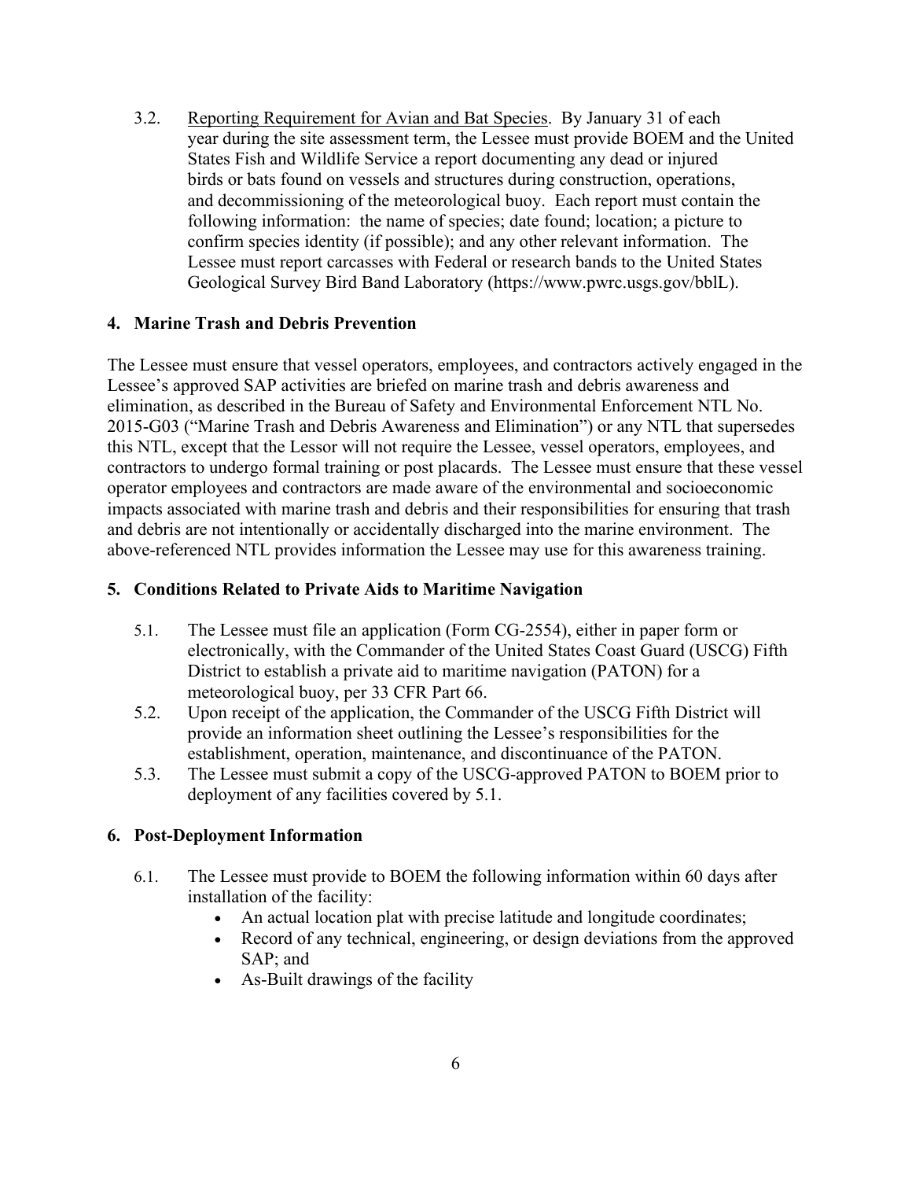3.2. <u>Reporting Requirement for Avian and Bat Species</u>. By January 31 of each year during the site assessment term, the Lessee must provide BOEM and the United States Fish and Wildlife Service a report documenting any dead or injured birds or bats found on vessels and structures during construction, operations, and decommissioning of the meteorological buoy. Each report must contain the following information: the name of species; date found; location; a picture to confirm species identity (if possible); and any other relevant information. The Lessee must report carcasses with Federal or research bands to the United States Geological Survey Bird Band Laboratory (https://www.pwrc.usgs.gov/bblL).

## 4. Marine Trash and Debris Prevention

The Lessee must ensure that vessel operators, employees, and contractors actively engaged in the Lessee's approved SAP activities are briefed on marine trash and debris awareness and elimination, as described in the Bureau of Safety and Environmental Enforcement NTL No. 2015-G03 ("Marine Trash and Debris Awareness and Elimination") or any NTL that supersedes this NTL, except that the Lessor will not require the Lessee, vessel operators, employees, and contractors to undergo formal training or post placards. The Lessee must ensure that these vessel operator employees and contractors are made aware of the environmental and socioeconomic impacts associated with marine trash and debris and their responsibilities for ensuring that trash and debris are not intentionally or accidentally discharged into the marine environment. The above-referenced NTL provides information the Lessee may use for this awareness training.

## 5. Conditions Related to Private Aids to Maritime Navigation

5.1. The Lessee must file an application (Form CG-2554), either in paper form or electronically, with the Commander of the United States Coast Guard (USCG) Fifth District to establish a private aid to maritime navigation (PATON) for a meteorological buoy, per 33 CFR Part 66.

5.2. Upon receipt of the application, the Commander of the USCG Fifth District will provide an information sheet outlining the Lessee's responsibilities for the establishment, operation, maintenance, and discontinuance of the PATON.

5.3. The Lessee must submit a copy of the USCG-approved PATON to BOEM prior to deployment of any facilities covered by 5.1.

## 6. Post-Deployment Information

6.1. The Lessee must provide to BOEM the following information within 60 days after installation of the facility:

- An actual location plat with precise latitude and longitude coordinates;
- Record of any technical, engineering, or design deviations from the approved SAP; and
- As-Built drawings of the facility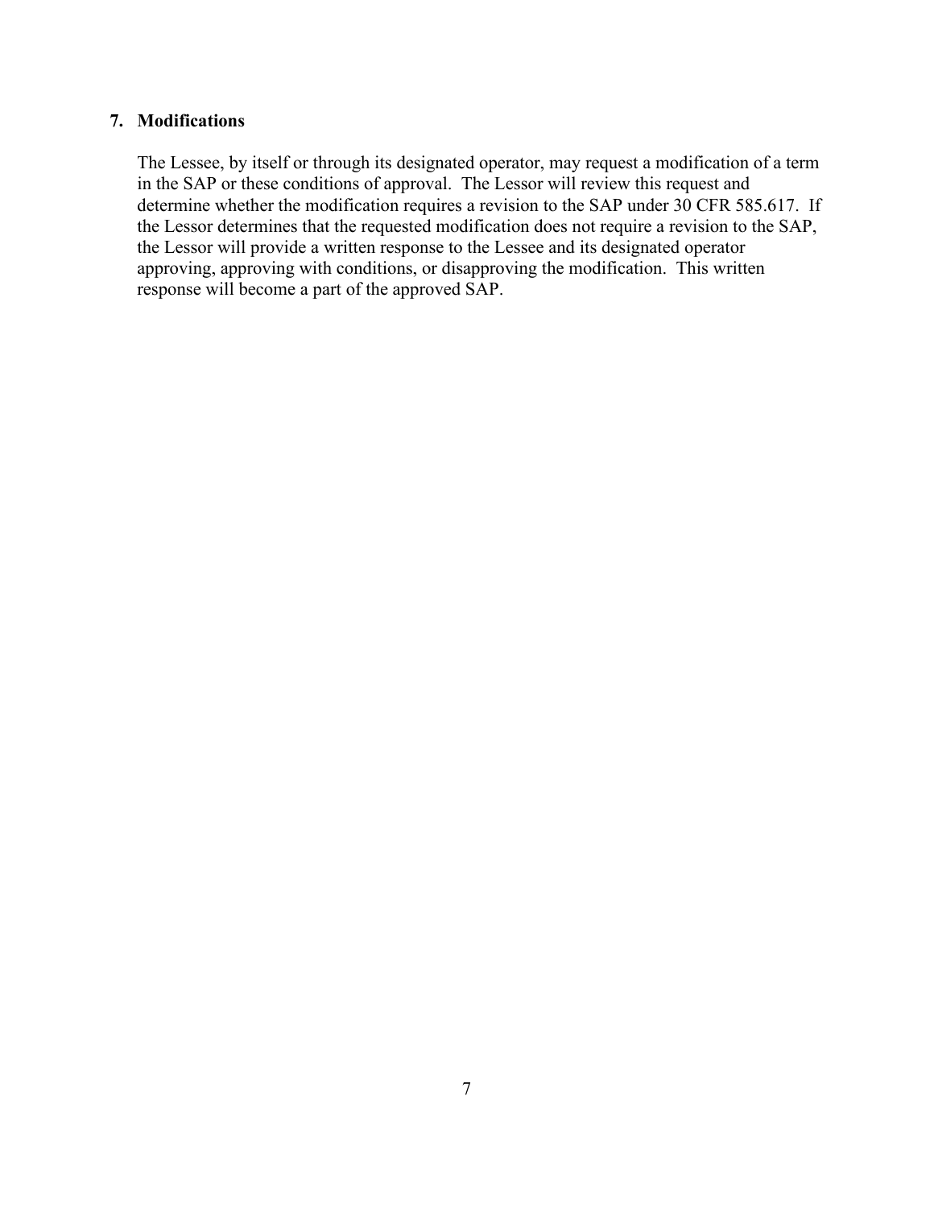## 7. Modifications

The Lessee, by itself or through its designated operator, may request a modification of a term in the SAP or these conditions of approval. The Lessor will review this request and determine whether the modification requires a revision to the SAP under 30 CFR 585.617. If the Lessor determines that the requested modification does not require a revision to the SAP, the Lessor will provide a written response to the Lessee and its designated operator approving, approving with conditions, or disapproving the modification. This written response will become a part of the approved SAP.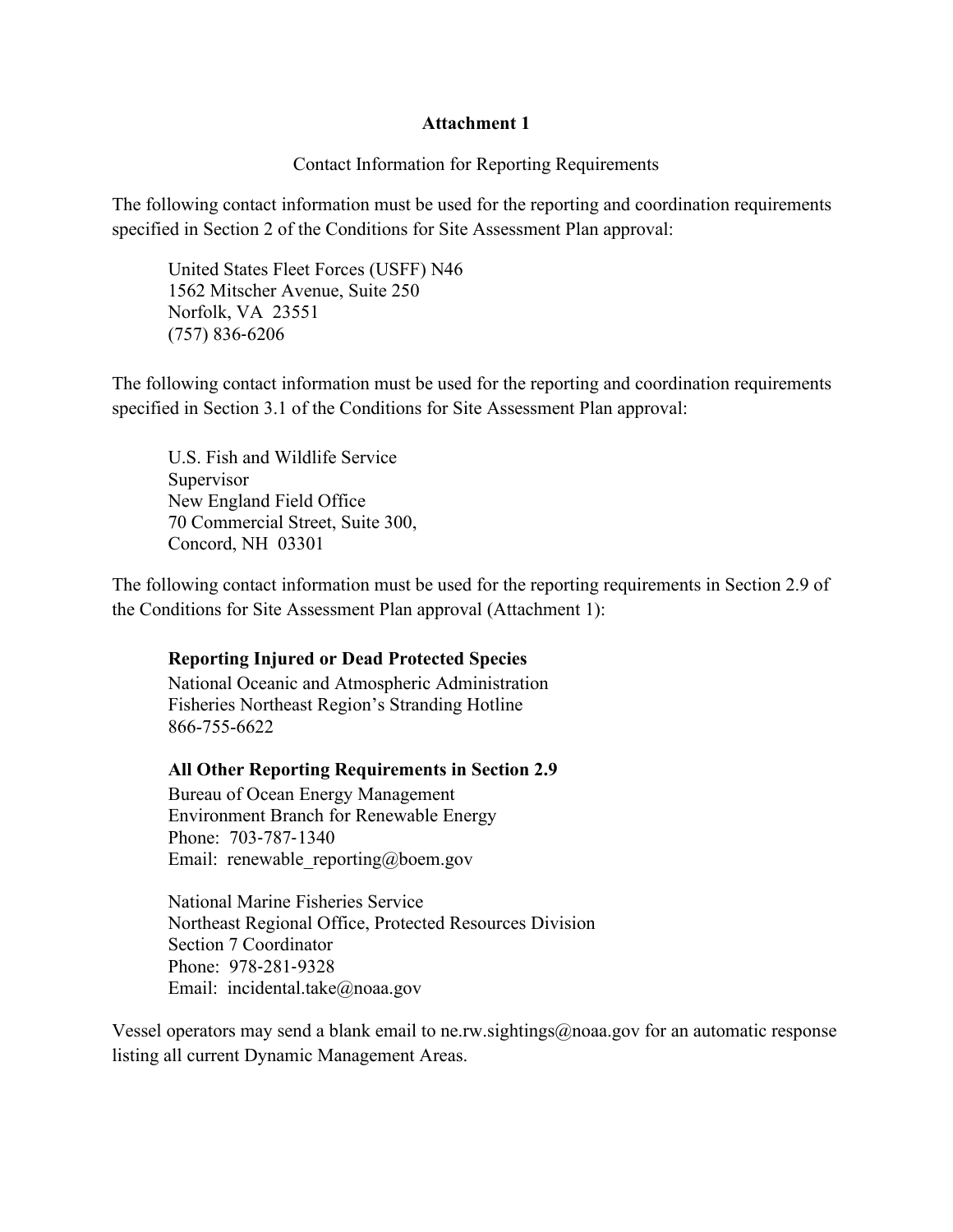**Attachment 1**

Contact Information for Reporting Requirements

The following contact information must be used for the reporting and coordination requirements specified in Section 2 of the Conditions for Site Assessment Plan approval:

United States Fleet Forces (USFF) N46
1562 Mitscher Avenue, Suite 250
Norfolk, VA 23551
(757) 836-6206

The following contact information must be used for the reporting and coordination requirements specified in Section 3.1 of the Conditions for Site Assessment Plan approval:

U.S. Fish and Wildlife Service
Supervisor
New England Field Office
70 Commercial Street, Suite 300,
Concord, NH 03301

The following contact information must be used for the reporting requirements in Section 2.9 of the Conditions for Site Assessment Plan approval (Attachment 1):

**Reporting Injured or Dead Protected Species**
National Oceanic and Atmospheric Administration
Fisheries Northeast Region's Stranding Hotline
866-755-6622

**All Other Reporting Requirements in Section 2.9**
Bureau of Ocean Energy Management
Environment Branch for Renewable Energy
Phone: 703-787-1340
Email: renewable_reporting@boem.gov

National Marine Fisheries Service
Northeast Regional Office, Protected Resources Division
Section 7 Coordinator
Phone: 978-281-9328
Email: incidental.take@noaa.gov

Vessel operators may send a blank email to ne.rw.sightings@noaa.gov for an automatic response listing all current Dynamic Management Areas.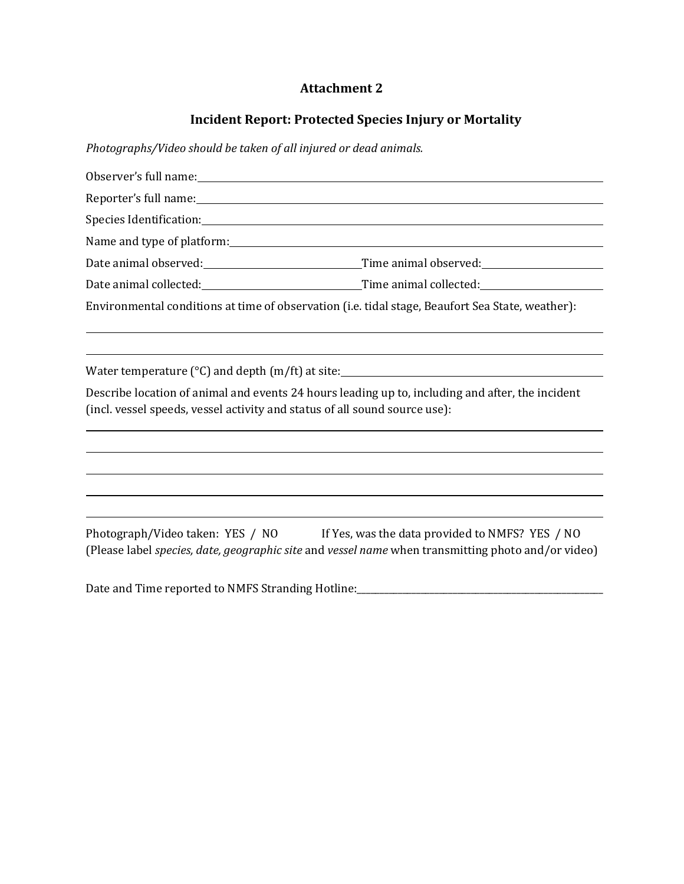## Attachment 2

## Incident Report: Protected Species Injury or Mortality

*Photographs/Video should be taken of all injured or dead animals.*

Observer's full name: ______________________________________________

Reporter's full name: ______________________________________________

Species Identification: ______________________________________________

Name and type of platform: ______________________________________________

Date animal observed: ____________________ Time animal observed: ____________________

Date animal collected: ____________________ Time animal collected: ____________________

Environmental conditions at time of observation (i.e. tidal stage, Beaufort Sea State, weather):

______________________________________________

______________________________________________

Water temperature (°C) and depth (m/ft) at site: ______________________________________________

Describe location of animal and events 24 hours leading up to, including and after, the incident (incl. vessel speeds, vessel activity and status of all sound source use):

______________________________________________

______________________________________________

______________________________________________

______________________________________________

______________________________________________

Photograph/Video taken: YES / NO If Yes, was the data provided to NMFS? YES / NO
(Please label *species, date, geographic site* and *vessel name* when transmitting photo and/or video)

Date and Time reported to NMFS Stranding Hotline: ______________________________________________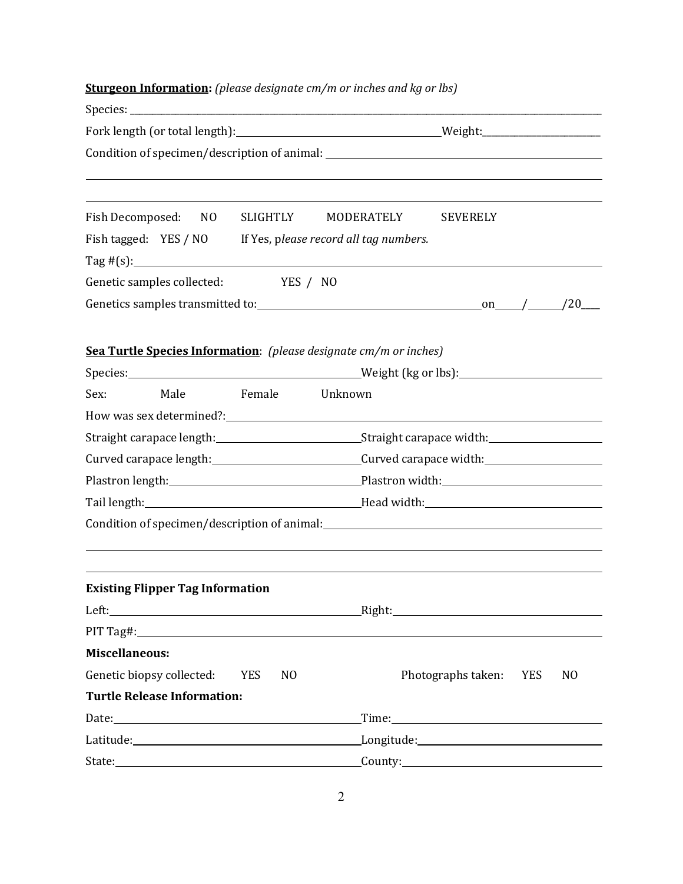**Sturgeon Information:** *(please designate cm/m or inches and kg or lbs)*

Species: ________________________________________________________________

Fork length (or total length): ______________________________ Weight: ____________________

Condition of specimen/description of animal: ______________________________________________

________________________________________________________________________________

________________________________________________________________________________

Fish Decomposed: NO SLIGHTLY MODERATELY SEVERELY

Fish tagged: YES / NO If Yes, *please record all tag numbers.*

Tag #(s): ________________________________________________________________

Genetic samples collected: YES / NO

Genetics samples transmitted to: ________________________________ on ____/_____/20___

**Sea Turtle Species Information**: *(please designate cm/m or inches)*

Species: ______________________________ Weight (kg or lbs): ______________________

Sex: Male Female Unknown

How was sex determined?: ________________________________________________________

Straight carapace length: ______________________ Straight carapace width: ____________________

Curved carapace length: _______________________ Curved carapace width: _____________________

Plastron length: _____________________________ Plastron width: ____________________________

Tail length: ________________________________ Head width: _______________________________

Condition of specimen/description of animal: ______________________________________________

________________________________________________________________________________

________________________________________________________________________________

**Existing Flipper Tag Information**

Left: ______________________________________ Right: ____________________________________

PIT Tag#: _________________________________________________________________________

**Miscellaneous:**

Genetic biopsy collected: YES NO Photographs taken: YES NO

**Turtle Release Information:**

Date: ______________________________________ Time: ____________________________________

Latitude: ___________________________________ Longitude: ________________________________

State: ______________________________________ County: __________________________________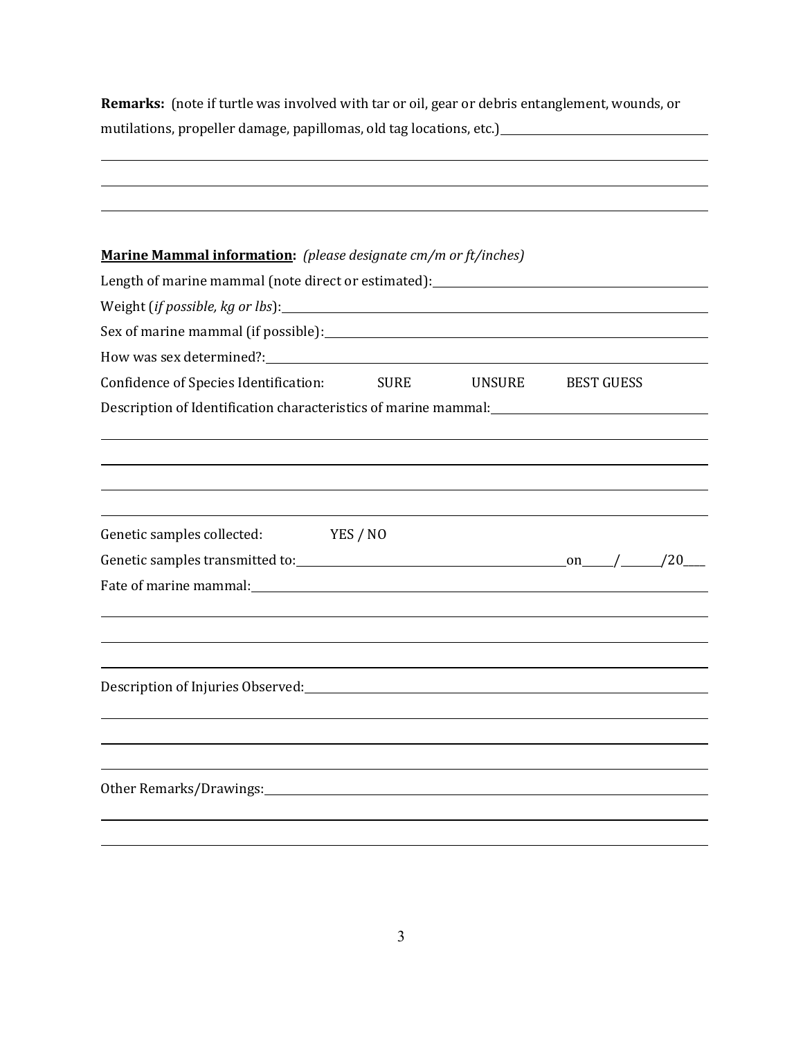**Remarks:** (note if turtle was involved with tar or oil, gear or debris entanglement, wounds, or mutilations, propeller damage, papillomas, old tag locations, etc.)\_\_\_\_\_\_\_\_\_\_\_\_\_\_\_\_\_\_\_\_\_\_\_\_\_\_\_\_\_\_

\_\_\_\_\_\_\_\_\_\_\_\_\_\_\_\_\_\_\_\_\_\_\_\_\_\_\_\_\_\_\_\_\_\_\_\_\_\_\_\_\_\_\_\_\_\_\_\_\_\_\_\_\_\_\_\_\_\_\_\_\_\_\_\_\_\_\_\_\_\_\_\_\_\_\_\_\_\_

\_\_\_\_\_\_\_\_\_\_\_\_\_\_\_\_\_\_\_\_\_\_\_\_\_\_\_\_\_\_\_\_\_\_\_\_\_\_\_\_\_\_\_\_\_\_\_\_\_\_\_\_\_\_\_\_\_\_\_\_\_\_\_\_\_\_\_\_\_\_\_\_\_\_\_\_\_\_

\_\_\_\_\_\_\_\_\_\_\_\_\_\_\_\_\_\_\_\_\_\_\_\_\_\_\_\_\_\_\_\_\_\_\_\_\_\_\_\_\_\_\_\_\_\_\_\_\_\_\_\_\_\_\_\_\_\_\_\_\_\_\_\_\_\_\_\_\_\_\_\_\_\_\_\_\_\_

**<u>Marine Mammal information</u>:** *(please designate cm/m or ft/inches)*

Length of marine mammal (note direct or estimated):\_\_\_\_\_\_\_\_\_\_\_\_\_\_\_\_\_\_\_\_\_\_\_\_\_\_\_\_\_\_\_\_\_\_

Weight (*if possible, kg or lbs*):\_\_\_\_\_\_\_\_\_\_\_\_\_\_\_\_\_\_\_\_\_\_\_\_\_\_\_\_\_\_\_\_\_\_\_\_\_\_\_\_\_\_\_\_\_\_\_\_\_\_\_\_\_\_

Sex of marine mammal (if possible):\_\_\_\_\_\_\_\_\_\_\_\_\_\_\_\_\_\_\_\_\_\_\_\_\_\_\_\_\_\_\_\_\_\_\_\_\_\_\_\_\_\_\_\_\_\_\_\_\_

How was sex determined?:\_\_\_\_\_\_\_\_\_\_\_\_\_\_\_\_\_\_\_\_\_\_\_\_\_\_\_\_\_\_\_\_\_\_\_\_\_\_\_\_\_\_\_\_\_\_\_\_\_\_\_\_\_\_\_\_\_\_

Confidence of Species Identification: SURE UNSURE BEST GUESS

Description of Identification characteristics of marine mammal:\_\_\_\_\_\_\_\_\_\_\_\_\_\_\_\_\_\_\_\_\_\_\_\_\_\_\_\_

\_\_\_\_\_\_\_\_\_\_\_\_\_\_\_\_\_\_\_\_\_\_\_\_\_\_\_\_\_\_\_\_\_\_\_\_\_\_\_\_\_\_\_\_\_\_\_\_\_\_\_\_\_\_\_\_\_\_\_\_\_\_\_\_\_\_\_\_\_\_\_\_\_\_\_\_\_\_

\_\_\_\_\_\_\_\_\_\_\_\_\_\_\_\_\_\_\_\_\_\_\_\_\_\_\_\_\_\_\_\_\_\_\_\_\_\_\_\_\_\_\_\_\_\_\_\_\_\_\_\_\_\_\_\_\_\_\_\_\_\_\_\_\_\_\_\_\_\_\_\_\_\_\_\_\_\_

\_\_\_\_\_\_\_\_\_\_\_\_\_\_\_\_\_\_\_\_\_\_\_\_\_\_\_\_\_\_\_\_\_\_\_\_\_\_\_\_\_\_\_\_\_\_\_\_\_\_\_\_\_\_\_\_\_\_\_\_\_\_\_\_\_\_\_\_\_\_\_\_\_\_\_\_\_\_

\_\_\_\_\_\_\_\_\_\_\_\_\_\_\_\_\_\_\_\_\_\_\_\_\_\_\_\_\_\_\_\_\_\_\_\_\_\_\_\_\_\_\_\_\_\_\_\_\_\_\_\_\_\_\_\_\_\_\_\_\_\_\_\_\_\_\_\_\_\_\_\_\_\_\_\_\_\_

Genetic samples collected: YES / NO

Genetic samples transmitted to:\_\_\_\_\_\_\_\_\_\_\_\_\_\_\_\_\_\_\_\_\_\_\_\_\_\_\_\_\_\_\_\_\_\_\_\_\_on\_\_\_\_/\_\_\_\_\_/20\_\_\_

Fate of marine mammal:\_\_\_\_\_\_\_\_\_\_\_\_\_\_\_\_\_\_\_\_\_\_\_\_\_\_\_\_\_\_\_\_\_\_\_\_\_\_\_\_\_\_\_\_\_\_\_\_\_\_\_\_\_\_\_\_\_\_\_\_

\_\_\_\_\_\_\_\_\_\_\_\_\_\_\_\_\_\_\_\_\_\_\_\_\_\_\_\_\_\_\_\_\_\_\_\_\_\_\_\_\_\_\_\_\_\_\_\_\_\_\_\_\_\_\_\_\_\_\_\_\_\_\_\_\_\_\_\_\_\_\_\_\_\_\_\_\_\_

\_\_\_\_\_\_\_\_\_\_\_\_\_\_\_\_\_\_\_\_\_\_\_\_\_\_\_\_\_\_\_\_\_\_\_\_\_\_\_\_\_\_\_\_\_\_\_\_\_\_\_\_\_\_\_\_\_\_\_\_\_\_\_\_\_\_\_\_\_\_\_\_\_\_\_\_\_\_

\_\_\_\_\_\_\_\_\_\_\_\_\_\_\_\_\_\_\_\_\_\_\_\_\_\_\_\_\_\_\_\_\_\_\_\_\_\_\_\_\_\_\_\_\_\_\_\_\_\_\_\_\_\_\_\_\_\_\_\_\_\_\_\_\_\_\_\_\_\_\_\_\_\_\_\_\_\_

Description of Injuries Observed:\_\_\_\_\_\_\_\_\_\_\_\_\_\_\_\_\_\_\_\_\_\_\_\_\_\_\_\_\_\_\_\_\_\_\_\_\_\_\_\_\_\_\_\_\_\_\_\_\_\_\_

\_\_\_\_\_\_\_\_\_\_\_\_\_\_\_\_\_\_\_\_\_\_\_\_\_\_\_\_\_\_\_\_\_\_\_\_\_\_\_\_\_\_\_\_\_\_\_\_\_\_\_\_\_\_\_\_\_\_\_\_\_\_\_\_\_\_\_\_\_\_\_\_\_\_\_\_\_\_

\_\_\_\_\_\_\_\_\_\_\_\_\_\_\_\_\_\_\_\_\_\_\_\_\_\_\_\_\_\_\_\_\_\_\_\_\_\_\_\_\_\_\_\_\_\_\_\_\_\_\_\_\_\_\_\_\_\_\_\_\_\_\_\_\_\_\_\_\_\_\_\_\_\_\_\_\_\_

\_\_\_\_\_\_\_\_\_\_\_\_\_\_\_\_\_\_\_\_\_\_\_\_\_\_\_\_\_\_\_\_\_\_\_\_\_\_\_\_\_\_\_\_\_\_\_\_\_\_\_\_\_\_\_\_\_\_\_\_\_\_\_\_\_\_\_\_\_\_\_\_\_\_\_\_\_\_

Other Remarks/Drawings:\_\_\_\_\_\_\_\_\_\_\_\_\_\_\_\_\_\_\_\_\_\_\_\_\_\_\_\_\_\_\_\_\_\_\_\_\_\_\_\_\_\_\_\_\_\_\_\_\_\_\_\_\_\_\_\_\_\_\_

\_\_\_\_\_\_\_\_\_\_\_\_\_\_\_\_\_\_\_\_\_\_\_\_\_\_\_\_\_\_\_\_\_\_\_\_\_\_\_\_\_\_\_\_\_\_\_\_\_\_\_\_\_\_\_\_\_\_\_\_\_\_\_\_\_\_\_\_\_\_\_\_\_\_\_\_\_\_

\_\_\_\_\_\_\_\_\_\_\_\_\_\_\_\_\_\_\_\_\_\_\_\_\_\_\_\_\_\_\_\_\_\_\_\_\_\_\_\_\_\_\_\_\_\_\_\_\_\_\_\_\_\_\_\_\_\_\_\_\_\_\_\_\_\_\_\_\_\_\_\_\_\_\_\_\_\_